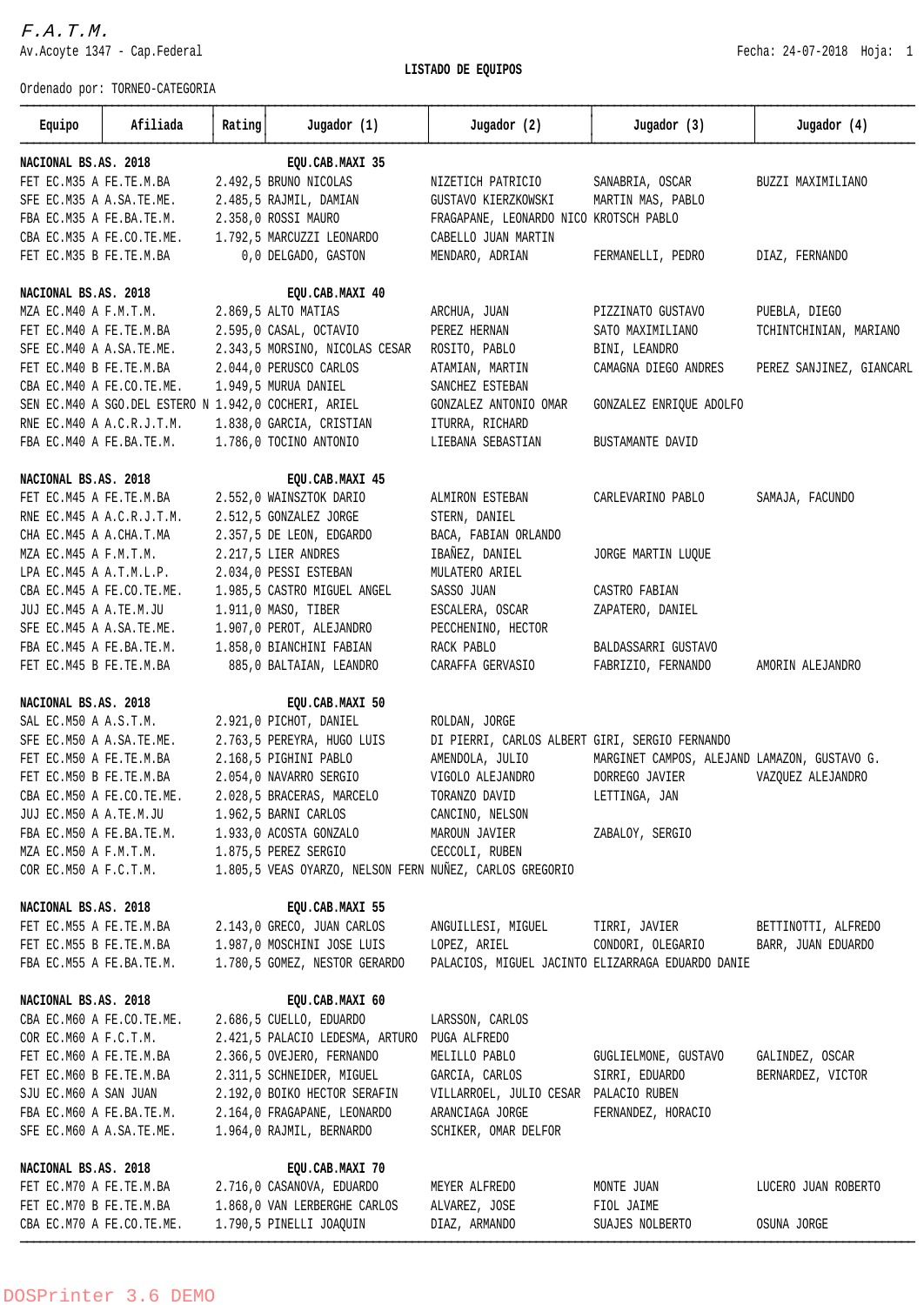*F.A.T.M.*

Av.Acoyte 1347 - Cap.Federal

Fecha: 24-07-2018 Hoja: 1

**LISTADO DE EQUIPOS**

Ordenado por: TORNEO-CATEGORIA

| Equipo | Afiliada | Rating | Jugador (1) | Jugador (2) | Jugador (3) | Jugador (4) |
|---|---|---|---|---|---|---|
| **NACIONAL BS.AS. 2018** | | | **EQU.CAB.MAXI 35** | | | |
| FET EC.M35 A | FE.TE.M.BA | 2.492,5 | BRUNO NICOLAS | NIZETICH PATRICIO | SANABRIA, OSCAR | BUZZI MAXIMILIANO |
| SFE EC.M35 A | A.SA.TE.ME. | 2.485,5 | RAJMIL, DAMIAN | GUSTAVO KIERZKOWSKI | MARTIN MAS, PABLO | |
| FBA EC.M35 A | FE.BA.TE.M. | 2.358,0 | ROSSI MAURO | FRAGAPANE, LEONARDO NICO | KROTSCH PABLO | |
| CBA EC.M35 A | FE.CO.TE.ME. | 1.792,5 | MARCUZZI LEONARDO | CABELLO JUAN MARTIN | | |
| FET EC.M35 B | FE.TE.M.BA | 0,0 | DELGADO, GASTON | MENDARO, ADRIAN | FERMANELLI, PEDRO | DIAZ, FERNANDO |
| **NACIONAL BS.AS. 2018** | | | **EQU.CAB.MAXI 40** | | | |
| MZA EC.M40 A | F.M.T.M. | 2.869,5 | ALTO MATIAS | ARCHUA, JUAN | PIZZINATO GUSTAVO | PUEBLA, DIEGO |
| FET EC.M40 A | FE.TE.M.BA | 2.595,0 | CASAL, OCTAVIO | PEREZ HERNAN | SATO MAXIMILIANO | TCHINTCHINIAN, MARIANO |
| SFE EC.M40 A | A.SA.TE.ME. | 2.343,5 | MORSINO, NICOLAS CESAR | ROSITO, PABLO | BINI, LEANDRO | |
| FET EC.M40 B | FE.TE.M.BA | 2.044,0 | PERUSCO CARLOS | ATAMIAN, MARTIN | CAMAGNA DIEGO ANDRES | PEREZ SANJINEZ, GIANCARL |
| CBA EC.M40 A | FE.CO.TE.ME. | 1.949,5 | MURUA DANIEL | SANCHEZ ESTEBAN | | |
| SEN EC.M40 A | SGO.DEL ESTERO N | 1.942,0 | COCHERI, ARIEL | GONZALEZ ANTONIO OMAR | GONZALEZ ENRIQUE ADOLFO | |
| RNE EC.M40 A | A.C.R.J.T.M. | 1.838,0 | GARCIA, CRISTIAN | ITURRA, RICHARD | | |
| FBA EC.M40 A | FE.BA.TE.M. | 1.786,0 | TOCINO ANTONIO | LIEBANA SEBASTIAN | BUSTAMANTE DAVID | |
| **NACIONAL BS.AS. 2018** | | | **EQU.CAB.MAXI 45** | | | |
| FET EC.M45 A | FE.TE.M.BA | 2.552,0 | WAINSZTOK DARIO | ALMIRON ESTEBAN | CARLEVARINO PABLO | SAMAJA, FACUNDO |
| RNE EC.M45 A | A.C.R.J.T.M. | 2.512,5 | GONZALEZ JORGE | STERN, DANIEL | | |
| CHA EC.M45 A | A.CHA.T.MA | 2.357,5 | DE LEON, EDGARDO | BACA, FABIAN ORLANDO | | |
| MZA EC.M45 A | F.M.T.M. | 2.217,5 | LIER ANDRES | IBAÑEZ, DANIEL | JORGE MARTIN LUQUE | |
| LPA EC.M45 A | A.T.M.L.P. | 2.034,0 | PESSI ESTEBAN | MULATERO ARIEL | | |
| CBA EC.M45 A | FE.CO.TE.ME. | 1.985,5 | CASTRO MIGUEL ANGEL | SASSO JUAN | CASTRO FABIAN | |
| JUJ EC.M45 A | A.TE.M.JU | 1.911,0 | MASO, TIBER | ESCALERA, OSCAR | ZAPATERO, DANIEL | |
| SFE EC.M45 A | A.SA.TE.ME. | 1.907,0 | PEROT, ALEJANDRO | PECCHENINO, HECTOR | | |
| FBA EC.M45 A | FE.BA.TE.M. | 1.858,0 | BIANCHINI FABIAN | RACK PABLO | BALDASSARRI GUSTAVO | |
| FET EC.M45 B | FE.TE.M.BA | 885,0 | BALTAIAN, LEANDRO | CARAFFA GERVASIO | FABRIZIO, FERNANDO | AMORIN ALEJANDRO |
| **NACIONAL BS.AS. 2018** | | | **EQU.CAB.MAXI 50** | | | |
| SAL EC.M50 A | A.S.T.M. | 2.921,0 | PICHOT, DANIEL | ROLDAN, JORGE | | |
| SFE EC.M50 A | A.SA.TE.ME. | 2.763,5 | PEREYRA, HUGO LUIS | DI PIERRI, CARLOS ALBERT | GIRI, SERGIO FERNANDO | |
| FET EC.M50 A | FE.TE.M.BA | 2.168,5 | PIGHINI PABLO | AMENDOLA, JULIO | MARGINET CAMPOS, ALEJAND | LAMAZON, GUSTAVO G. |
| FET EC.M50 B | FE.TE.M.BA | 2.054,0 | NAVARRO SERGIO | VIGOLO ALEJANDRO | DORREGO JAVIER | VAZQUEZ ALEJANDRO |
| CBA EC.M50 A | FE.CO.TE.ME. | 2.028,5 | BRACERAS, MARCELO | TORANZO DAVID | LETTINGA, JAN | |
| JUJ EC.M50 A | A.TE.M.JU | 1.962,5 | BARNI CARLOS | CANCINO, NELSON | | |
| FBA EC.M50 A | FE.BA.TE.M. | 1.933,0 | ACOSTA GONZALO | MAROUN JAVIER | ZABALOY, SERGIO | |
| MZA EC.M50 A | F.M.T.M. | 1.875,5 | PEREZ SERGIO | CECCOLI, RUBEN | | |
| COR EC.M50 A | F.C.T.M. | 1.805,5 | VEAS OYARZO, NELSON FERN | NUÑEZ, CARLOS GREGORIO | | |
| **NACIONAL BS.AS. 2018** | | | **EQU.CAB.MAXI 55** | | | |
| FET EC.M55 A | FE.TE.M.BA | 2.143,0 | GRECO, JUAN CARLOS | ANGUILLESI, MIGUEL | TIRRI, JAVIER | BETTINOTTI, ALFREDO |
| FET EC.M55 B | FE.TE.M.BA | 1.987,0 | MOSCHINI JOSE LUIS | LOPEZ, ARIEL | CONDORI, OLEGARIO | BARR, JUAN EDUARDO |
| FBA EC.M55 A | FE.BA.TE.M. | 1.780,5 | GOMEZ, NESTOR GERARDO | PALACIOS, MIGUEL JACINTO | ELIZARRAGA EDUARDO DANIE | |
| **NACIONAL BS.AS. 2018** | | | **EQU.CAB.MAXI 60** | | | |
| CBA EC.M60 A | FE.CO.TE.ME. | 2.686,5 | CUELLO, EDUARDO | LARSSON, CARLOS | | |
| COR EC.M60 A | F.C.T.M. | 2.421,5 | PALACIO LEDESMA, ARTURO | PUGA ALFREDO | | |
| FET EC.M60 A | FE.TE.M.BA | 2.366,5 | OVEJERO, FERNANDO | MELILLO PABLO | GUGLIELMONE, GUSTAVO | GALINDEZ, OSCAR |
| FET EC.M60 B | FE.TE.M.BA | 2.311,5 | SCHNEIDER, MIGUEL | GARCIA, CARLOS | SIRRI, EDUARDO | BERNARDEZ, VICTOR |
| SJU EC.M60 A | SAN JUAN | 2.192,0 | BOIKO HECTOR SERAFIN | VILLARROEL, JULIO CESAR | PALACIO RUBEN | |
| FBA EC.M60 A | FE.BA.TE.M. | 2.164,0 | FRAGAPANE, LEONARDO | ARANCIAGA JORGE | FERNANDEZ, HORACIO | |
| SFE EC.M60 A | A.SA.TE.ME. | 1.964,0 | RAJMIL, BERNARDO | SCHIKER, OMAR DELFOR | | |
| **NACIONAL BS.AS. 2018** | | | **EQU.CAB.MAXI 70** | | | |
| FET EC.M70 A | FE.TE.M.BA | 2.716,0 | CASANOVA, EDUARDO | MEYER ALFREDO | MONTE JUAN | LUCERO JUAN ROBERTO |
| FET EC.M70 B | FE.TE.M.BA | 1.868,0 | VAN LERBERGHE CARLOS | ALVAREZ, JOSE | FIOL JAIME | |
| CBA EC.M70 A | FE.CO.TE.ME. | 1.790,5 | PINELLI JOAQUIN | DIAZ, ARMANDO | SUAJES NOLBERTO | OSUNA JORGE |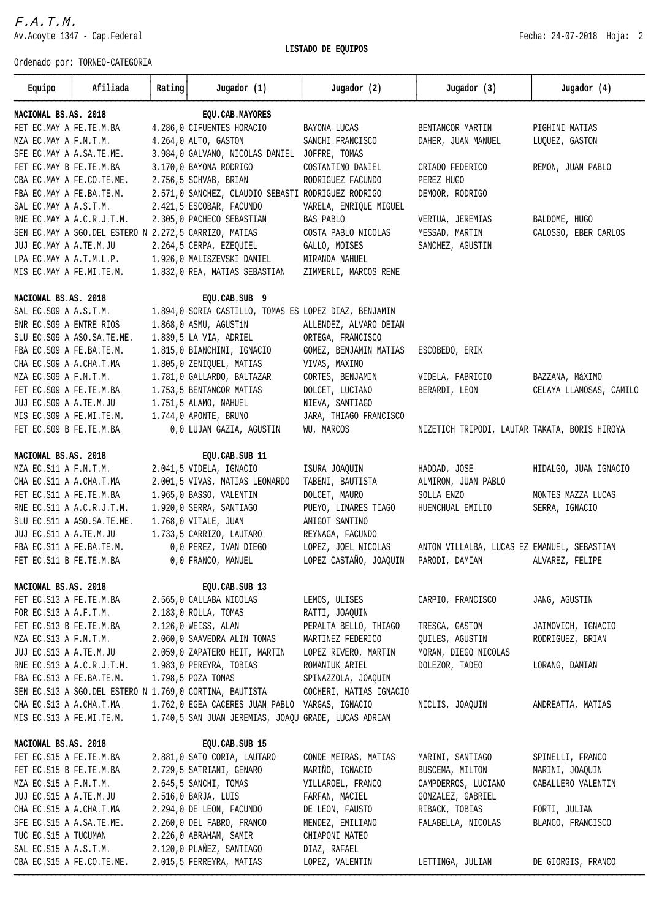*F.A.T.M.*
Av.Acoyte 1347 - Cap.Federal

Fecha: 24-07-2018 Hoja: 2

**LISTADO DE EQUIPOS**

Ordenado por: TORNEO-CATEGORIA

| Equipo | Afiliada | Rating | Jugador (1) | Jugador (2) | Jugador (3) | Jugador (4) |
|---|---|---|---|---|---|---|
| **NACIONAL BS.AS. 2018** | | | **EQU.CAB.MAYORES** | | | |
| FET EC.MAY A | FE.TE.M.BA | 4.286,0 | CIFUENTES HORACIO | BAYONA LUCAS | BENTANCOR MARTIN | PIGHINI MATIAS |
| MZA EC.MAY A | F.M.T.M. | 4.264,0 | ALTO, GASTON | SANCHI FRANCISCO | DAHER, JUAN MANUEL | LUQUEZ, GASTON |
| SFE EC.MAY A | A.SA.TE.ME. | 3.984,0 | GALVANO, NICOLAS DANIEL | JOFFRE, TOMAS | | |
| FET EC.MAY B | FE.TE.M.BA | 3.170,0 | BAYONA RODRIGO | COSTANTINO DANIEL | CRIADO FEDERICO | REMON, JUAN PABLO |
| CBA EC.MAY A | FE.CO.TE.ME. | 2.756,5 | SCHVAB, BRIAN | RODRIGUEZ FACUNDO | PEREZ HUGO | |
| FBA EC.MAY A | FE.BA.TE.M. | 2.571,0 | SANCHEZ, CLAUDIO SEBASTI | RODRIGUEZ RODRIGO | DEMOOR, RODRIGO | |
| SAL EC.MAY A | A.S.T.M. | 2.421,5 | ESCOBAR, FACUNDO | VARELA, ENRIQUE MIGUEL | | |
| RNE EC.MAY A | A.C.R.J.T.M. | 2.305,0 | PACHECO SEBASTIAN | BAS PABLO | VERTUA, JEREMIAS | BALDOME, HUGO |
| SEN EC.MAY A | SGO.DEL ESTERO N | 2.272,5 | CARRIZO, MATIAS | COSTA PABLO NICOLAS | MESSAD, MARTIN | CALOSSO, EBER CARLOS |
| JUJ EC.MAY A | A.TE.M.JU | 2.264,5 | CERPA, EZEQUIEL | GALLO, MOISES | SANCHEZ, AGUSTIN | |
| LPA EC.MAY A | A.T.M.L.P. | 1.926,0 | MALISZEVSKI DANIEL | MIRANDA NAHUEL | | |
| MIS EC.MAY A | FE.MI.TE.M. | 1.832,0 | REA, MATIAS SEBASTIAN | ZIMMERLI, MARCOS RENE | | |
| **NACIONAL BS.AS. 2018** | | | **EQU.CAB.SUB 9** | | | |
| SAL EC.S09 A | A.S.T.M. | 1.894,0 | SORIA CASTILLO, TOMAS ES | LOPEZ DIAZ, BENJAMIN | | |
| ENR EC.S09 A | ENTRE RIOS | 1.868,0 | ASMU, AGUSTíN | ALLENDEZ, ALVARO DEIAN | | |
| SLU EC.S09 A | ASO.SA.TE.ME. | 1.839,5 | LA VIA, ADRIEL | ORTEGA, FRANCISCO | | |
| FBA EC.S09 A | FE.BA.TE.M. | 1.815,0 | BIANCHINI, IGNACIO | GOMEZ, BENJAMIN MATIAS | ESCOBEDO, ERIK | |
| CHA EC.S09 A | A.CHA.T.MA | 1.805,0 | ZENIQUEL, MATIAS | VIVAS, MAXIMO | | |
| MZA EC.S09 A | F.M.T.M. | 1.781,0 | GALLARDO, BALTAZAR | CORTES, BENJAMIN | VIDELA, FABRICIO | BAZZANA, MáXIMO |
| FET EC.S09 A | FE.TE.M.BA | 1.753,5 | BENTANCOR MATIAS | DOLCET, LUCIANO | BERARDI, LEON | CELAYA LLAMOSAS, CAMILO |
| JUJ EC.S09 A | A.TE.M.JU | 1.751,5 | ALAMO, NAHUEL | NIEVA, SANTIAGO | | |
| MIS EC.S09 A | FE.MI.TE.M. | 1.744,0 | APONTE, BRUNO | JARA, THIAGO FRANCISCO | | |
| FET EC.S09 B | FE.TE.M.BA | 0,0 | LUJAN GAZIA, AGUSTIN | WU, MARCOS | NIZETICH TRIPODI, LAUTAR | TAKATA, BORIS HIROYA |
| **NACIONAL BS.AS. 2018** | | | **EQU.CAB.SUB 11** | | | |
| MZA EC.S11 A | F.M.T.M. | 2.041,5 | VIDELA, IGNACIO | ISURA JOAQUIN | HADDAD, JOSE | HIDALGO, JUAN IGNACIO |
| CHA EC.S11 A | A.CHA.T.MA | 2.001,5 | VIVAS, MATIAS LEONARDO | TABENI, BAUTISTA | ALMIRON, JUAN PABLO | |
| FET EC.S11 A | FE.TE.M.BA | 1.965,0 | BASSO, VALENTIN | DOLCET, MAURO | SOLLA ENZO | MONTES MAZZA LUCAS |
| RNE EC.S11 A | A.C.R.J.T.M. | 1.920,0 | SERRA, SANTIAGO | PUEYO, LINARES TIAGO | HUENCHUAL EMILIO | SERRA, IGNACIO |
| SLU EC.S11 A | ASO.SA.TE.ME. | 1.768,0 | VITALE, JUAN | AMIGOT SANTINO | | |
| JUJ EC.S11 A | A.TE.M.JU | 1.733,5 | CARRIZO, LAUTARO | REYNAGA, FACUNDO | | |
| FBA EC.S11 A | FE.BA.TE.M. | 0,0 | PEREZ, IVAN DIEGO | LOPEZ, JOEL NICOLAS | ANTON VILLALBA, LUCAS EZ | EMANUEL, SEBASTIAN |
| FET EC.S11 B | FE.TE.M.BA | 0,0 | FRANCO, MANUEL | LOPEZ CASTAÑO, JOAQUIN | PARODI, DAMIAN | ALVAREZ, FELIPE |
| **NACIONAL BS.AS. 2018** | | | **EQU.CAB.SUB 13** | | | |
| FET EC.S13 A | FE.TE.M.BA | 2.565,0 | CALLABA NICOLAS | LEMOS, ULISES | CARPIO, FRANCISCO | JANG, AGUSTIN |
| FOR EC.S13 A | A.F.T.M. | 2.183,0 | ROLLA, TOMAS | RATTI, JOAQUIN | | |
| FET EC.S13 B | FE.TE.M.BA | 2.126,0 | WEISS, ALAN | PERALTA BELLO, THIAGO | TRESCA, GASTON | JAIMOVICH, IGNACIO |
| MZA EC.S13 A | F.M.T.M. | 2.060,0 | SAAVEDRA ALIN TOMAS | MARTINEZ FEDERICO | QUILES, AGUSTIN | RODRIGUEZ, BRIAN |
| JUJ EC.S13 A | A.TE.M.JU | 2.059,0 | ZAPATERO HEIT, MARTIN | LOPEZ RIVERO, MARTIN | MORAN, DIEGO NICOLAS | |
| RNE EC.S13 A | A.C.R.J.T.M. | 1.983,0 | PEREYRA, TOBIAS | ROMANIUK ARIEL | DOLEZOR, TADEO | LORANG, DAMIAN |
| FBA EC.S13 A | FE.BA.TE.M. | 1.798,5 | POZA TOMAS | SPINAZZOLA, JOAQUIN | | |
| SEN EC.S13 A | SGO.DEL ESTERO N | 1.769,0 | CORTINA, BAUTISTA | COCHERI, MATIAS IGNACIO | | |
| CHA EC.S13 A | A.CHA.T.MA | 1.762,0 | EGEA CACERES JUAN PABLO | VARGAS, IGNACIO | NICLIS, JOAQUIN | ANDREATTA, MATIAS |
| MIS EC.S13 A | FE.MI.TE.M. | 1.740,5 | SAN JUAN JEREMIAS, JOAQU | GRADE, LUCAS ADRIAN | | |
| **NACIONAL BS.AS. 2018** | | | **EQU.CAB.SUB 15** | | | |
| FET EC.S15 A | FE.TE.M.BA | 2.881,0 | SATO CORIA, LAUTARO | CONDE MEIRAS, MATIAS | MARINI, SANTIAGO | SPINELLI, FRANCO |
| FET EC.S15 B | FE.TE.M.BA | 2.729,5 | SATRIANI, GENARO | MARIÑO, IGNACIO | BUSCEMA, MILTON | MARINI, JOAQUIN |
| MZA EC.S15 A | F.M.T.M. | 2.645,5 | SANCHI, TOMAS | VILLAROEL, FRANCO | CAMPDERROS, LUCIANO | CABALLERO VALENTIN |
| JUJ EC.S15 A | A.TE.M.JU | 2.516,0 | BARJA, LUIS | FARFAN, MACIEL | GONZALEZ, GABRIEL | |
| CHA EC.S15 A | A.CHA.T.MA | 2.294,0 | DE LEON, FACUNDO | DE LEON, FAUSTO | RIBACK, TOBIAS | FORTI, JULIAN |
| SFE EC.S15 A | A.SA.TE.ME. | 2.260,0 | DEL FABRO, FRANCO | MENDEZ, EMILIANO | FALABELLA, NICOLAS | BLANCO, FRANCISCO |
| TUC EC.S15 A | TUCUMAN | 2.226,0 | ABRAHAM, SAMIR | CHIAPONI MATEO | | |
| SAL EC.S15 A | A.S.T.M. | 2.120,0 | PLAÑEZ, SANTIAGO | DIAZ, RAFAEL | | |
| CBA EC.S15 A | FE.CO.TE.ME. | 2.015,5 | FERREYRA, MATIAS | LOPEZ, VALENTIN | LETTINGA, JULIAN | DE GIORGIS, FRANCO |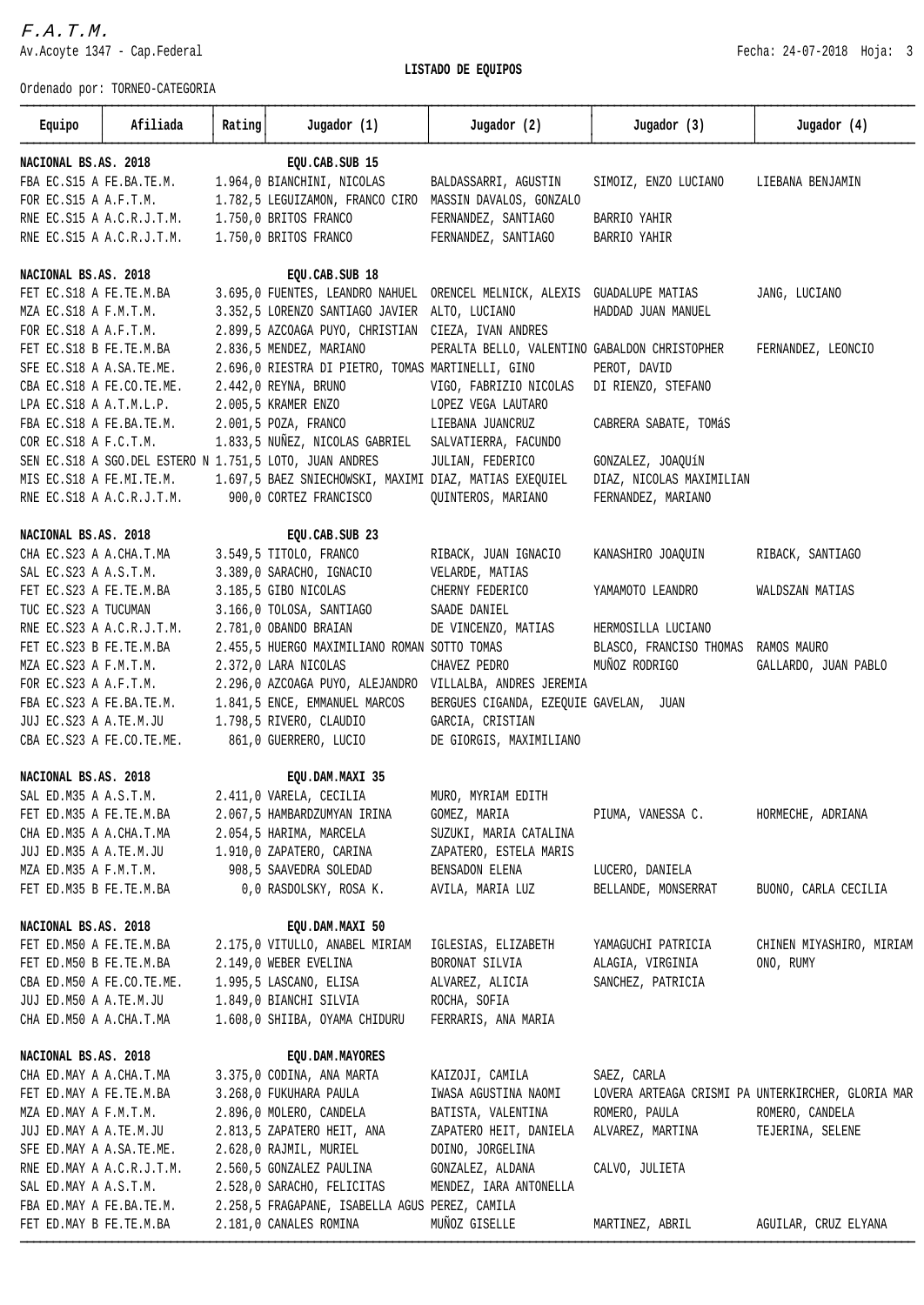F.A.T.M.

Av.Acoyte 1347 - Cap.Federal

Fecha: 24-07-2018 Hoja: 3

**LISTADO DE EQUIPOS**

Ordenado por: TORNEO-CATEGORIA

| Equipo | Afiliada | Rating | Jugador (1) | Jugador (2) | Jugador (3) | Jugador (4) |
|---|---|---|---|---|---|---|
| **NACIONAL BS.AS. 2018** | | | **EQU.CAB.SUB 15** | | | |
| FBA EC.S15 A | FE.BA.TE.M. | 1.964,0 | BIANCHINI, NICOLAS | BALDASSARRI, AGUSTIN | SIMOIZ, ENZO LUCIANO | LIEBANA BENJAMIN |
| FOR EC.S15 A | A.F.T.M. | 1.782,5 | LEGUIZAMON, FRANCO CIRO | MASSIN DAVALOS, GONZALO | | |
| RNE EC.S15 A | A.C.R.J.T.M. | 1.750,0 | BRITOS FRANCO | FERNANDEZ, SANTIAGO | BARRIO YAHIR | |
| RNE EC.S15 A | A.C.R.J.T.M. | 1.750,0 | BRITOS FRANCO | FERNANDEZ, SANTIAGO | BARRIO YAHIR | |
| **NACIONAL BS.AS. 2018** | | | **EQU.CAB.SUB 18** | | | |
| FET EC.S18 A | FE.TE.M.BA | 3.695,0 | FUENTES, LEANDRO NAHUEL | ORENCEL MELNICK, ALEXIS | GUADALUPE MATIAS | JANG, LUCIANO |
| MZA EC.S18 A | F.M.T.M. | 3.352,5 | LORENZO SANTIAGO JAVIER | ALTO, LUCIANO | HADDAD JUAN MANUEL | |
| FOR EC.S18 A | A.F.T.M. | 2.899,5 | AZCOAGA PUYO, CHRISTIAN | CIEZA, IVAN ANDRES | | |
| FET EC.S18 B | FE.TE.M.BA | 2.836,5 | MENDEZ, MARIANO | PERALTA BELLO, VALENTINO | GABALDON CHRISTOPHER | FERNANDEZ, LEONCIO |
| SFE EC.S18 A | A.SA.TE.ME. | 2.696,0 | RIESTRA DI PIETRO, TOMAS | MARTINELLI, GINO | PEROT, DAVID | |
| CBA EC.S18 A | FE.CO.TE.ME. | 2.442,0 | REYNA, BRUNO | VIGO, FABRIZIO NICOLAS | DI RIENZO, STEFANO | |
| LPA EC.S18 A | A.T.M.L.P. | 2.005,5 | KRAMER ENZO | LOPEZ VEGA LAUTARO | | |
| FBA EC.S18 A | FE.BA.TE.M. | 2.001,5 | POZA, FRANCO | LIEBANA JUANCRUZ | CABRERA SABATE, TOMáS | |
| COR EC.S18 A | F.C.T.M. | 1.833,5 | NUÑEZ, NICOLAS GABRIEL | SALVATIERRA, FACUNDO | | |
| SEN EC.S18 A | SGO.DEL ESTERO N | 1.751,5 | LOTO, JUAN ANDRES | JULIAN, FEDERICO | GONZALEZ, JOAQUíN | |
| MIS EC.S18 A | FE.MI.TE.M. | 1.697,5 | BAEZ SNIECHOWSKI, MAXIMI | DIAZ, MATIAS EXEQUIEL | DIAZ, NICOLAS MAXIMILIAN | |
| RNE EC.S18 A | A.C.R.J.T.M. | 900,0 | CORTEZ FRANCISCO | QUINTEROS, MARIANO | FERNANDEZ, MARIANO | |
| **NACIONAL BS.AS. 2018** | | | **EQU.CAB.SUB 23** | | | |
| CHA EC.S23 A | A.CHA.T.MA | 3.549,5 | TITOLO, FRANCO | RIBACK, JUAN IGNACIO | KANASHIRO JOAQUIN | RIBACK, SANTIAGO |
| SAL EC.S23 A | A.S.T.M. | 3.389,0 | SARACHO, IGNACIO | VELARDE, MATIAS | | |
| FET EC.S23 A | FE.TE.M.BA | 3.185,5 | GIBO NICOLAS | CHERNY FEDERICO | YAMAMOTO LEANDRO | WALDSZAN MATIAS |
| TUC EC.S23 A | TUCUMAN | 3.166,0 | TOLOSA, SANTIAGO | SAADE DANIEL | | |
| RNE EC.S23 A | A.C.R.J.T.M. | 2.781,0 | OBANDO BRAIAN | DE VINCENZO, MATIAS | HERMOSILLA LUCIANO | |
| FET EC.S23 B | FE.TE.M.BA | 2.455,5 | HUERGO MAXIMILIANO ROMAN | SOTTO TOMAS | BLASCO, FRANCISO THOMAS | RAMOS MAURO |
| MZA EC.S23 A | F.M.T.M. | 2.372,0 | LARA NICOLAS | CHAVEZ PEDRO | MUÑOZ RODRIGO | GALLARDO, JUAN PABLO |
| FOR EC.S23 A | A.F.T.M. | 2.296,0 | AZCOAGA PUYO, ALEJANDRO | VILLALBA, ANDRES JEREMIA | | |
| FBA EC.S23 A | FE.BA.TE.M. | 1.841,5 | ENCE, EMMANUEL MARCOS | BERGUES CIGANDA, EZEQUIE | GAVELAN, JUAN | |
| JUJ EC.S23 A | A.TE.M.JU | 1.798,5 | RIVERO, CLAUDIO | GARCIA, CRISTIAN | | |
| CBA EC.S23 A | FE.CO.TE.ME. | 861,0 | GUERRERO, LUCIO | DE GIORGIS, MAXIMILIANO | | |
| **NACIONAL BS.AS. 2018** | | | **EQU.DAM.MAXI 35** | | | |
| SAL ED.M35 A | A.S.T.M. | 2.411,0 | VARELA, CECILIA | MURO, MYRIAM EDITH | | |
| FET ED.M35 A | FE.TE.M.BA | 2.067,5 | HAMBARDZUMYAN IRINA | GOMEZ, MARIA | PIUMA, VANESSA C. | HORMECHE, ADRIANA |
| CHA ED.M35 A | A.CHA.T.MA | 2.054,5 | HARIMA, MARCELA | SUZUKI, MARIA CATALINA | | |
| JUJ ED.M35 A | A.TE.M.JU | 1.910,0 | ZAPATERO, CARINA | ZAPATERO, ESTELA MARIS | | |
| MZA ED.M35 A | F.M.T.M. | 908,5 | SAAVEDRA SOLEDAD | BENSADON ELENA | LUCERO, DANIELA | |
| FET ED.M35 B | FE.TE.M.BA | 0,0 | RASDOLSKY, ROSA K. | AVILA, MARIA LUZ | BELLANDE, MONSERRAT | BUONO, CARLA CECILIA |
| **NACIONAL BS.AS. 2018** | | | **EQU.DAM.MAXI 50** | | | |
| FET ED.M50 A | FE.TE.M.BA | 2.175,0 | VITULLO, ANABEL MIRIAM | IGLESIAS, ELIZABETH | YAMAGUCHI PATRICIA | CHINEN MIYASHIRO, MIRIAM |
| FET ED.M50 B | FE.TE.M.BA | 2.149,0 | WEBER EVELINA | BORONAT SILVIA | ALAGIA, VIRGINIA | ONO, RUMY |
| CBA ED.M50 A | FE.CO.TE.ME. | 1.995,5 | LASCANO, ELISA | ALVAREZ, ALICIA | SANCHEZ, PATRICIA | |
| JUJ ED.M50 A | A.TE.M.JU | 1.849,0 | BIANCHI SILVIA | ROCHA, SOFIA | | |
| CHA ED.M50 A | A.CHA.T.MA | 1.608,0 | SHIIBA, OYAMA CHIDURU | FERRARIS, ANA MARIA | | |
| **NACIONAL BS.AS. 2018** | | | **EQU.DAM.MAYORES** | | | |
| CHA ED.MAY A | A.CHA.T.MA | 3.375,0 | CODINA, ANA MARTA | KAIZOJI, CAMILA | SAEZ, CARLA | |
| FET ED.MAY A | FE.TE.M.BA | 3.268,0 | FUKUHARA PAULA | IWASA AGUSTINA NAOMI | LOVERA ARTEAGA CRISMI PA | UNTERKIRCHER, GLORIA MAR |
| MZA ED.MAY A | F.M.T.M. | 2.896,0 | MOLERO, CANDELA | BATISTA, VALENTINA | ROMERO, PAULA | ROMERO, CANDELA |
| JUJ ED.MAY A | A.TE.M.JU | 2.813,5 | ZAPATERO HEIT, ANA | ZAPATERO HEIT, DANIELA | ALVAREZ, MARTINA | TEJERINA, SELENE |
| SFE ED.MAY A | A.SA.TE.ME. | 2.628,0 | RAJMIL, MURIEL | DOINO, JORGELINA | | |
| RNE ED.MAY A | A.C.R.J.T.M. | 2.560,5 | GONZALEZ PAULINA | GONZALEZ, ALDANA | CALVO, JULIETA | |
| SAL ED.MAY A | A.S.T.M. | 2.528,0 | SARACHO, FELICITAS | MENDEZ, IARA ANTONELLA | | |
| FBA ED.MAY A | FE.BA.TE.M. | 2.258,5 | FRAGAPANE, ISABELLA AGUS | PEREZ, CAMILA | | |
| FET ED.MAY B | FE.TE.M.BA | 2.181,0 | CANALES ROMINA | MUÑOZ GISELLE | MARTINEZ, ABRIL | AGUILAR, CRUZ ELYANA |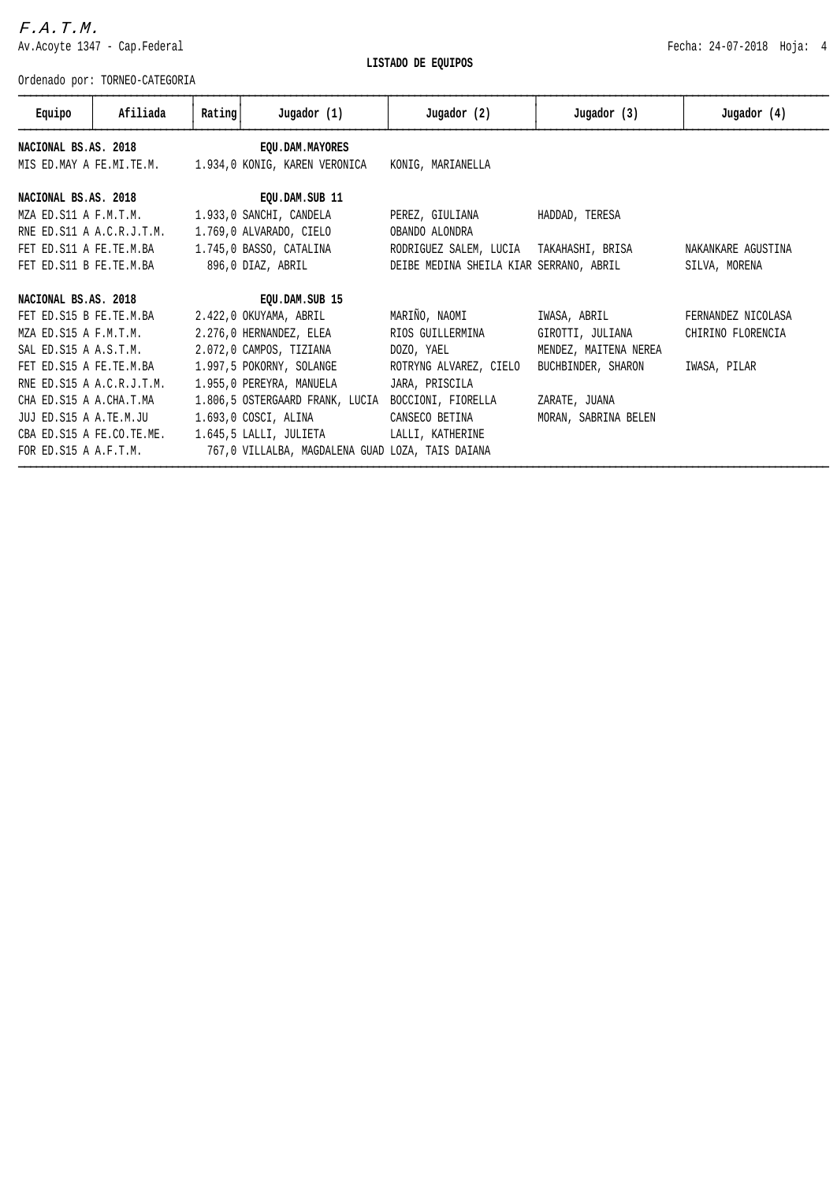F.A.T.M.

Av.Acoyte 1347 - Cap.Federal

Fecha: 24-07-2018 Hoja: 4

**LISTADO DE EQUIPOS**

Ordenado por: TORNEO-CATEGORIA

| Equipo | Afiliada | Rating | Jugador (1) | Jugador (2) | Jugador (3) | Jugador (4) |
|---|---|---|---|---|---|---|
| **NACIONAL BS.AS. 2018** | | | **EQU.DAM.MAYORES** | | | |
| MIS ED.MAY A | FE.MI.TE.M. | 1.934,0 | KONIG, KAREN VERONICA | KONIG, MARIANELLA | | |
| **NACIONAL BS.AS. 2018** | | | **EQU.DAM.SUB 11** | | | |
| MZA ED.S11 A | F.M.T.M. | 1.933,0 | SANCHI, CANDELA | PEREZ, GIULIANA | HADDAD, TERESA | |
| RNE ED.S11 A | A.C.R.J.T.M. | 1.769,0 | ALVARADO, CIELO | OBANDO ALONDRA | | |
| FET ED.S11 A | FE.TE.M.BA | 1.745,0 | BASSO, CATALINA | RODRIGUEZ SALEM, LUCIA | TAKAHASHI, BRISA | NAKANKARE AGUSTINA |
| FET ED.S11 B | FE.TE.M.BA | 896,0 | DIAZ, ABRIL | DEIBE MEDINA SHEILA KIAR | SERRANO, ABRIL | SILVA, MORENA |
| **NACIONAL BS.AS. 2018** | | | **EQU.DAM.SUB 15** | | | |
| FET ED.S15 B | FE.TE.M.BA | 2.422,0 | OKUYAMA, ABRIL | MARIÑO, NAOMI | IWASA, ABRIL | FERNANDEZ NICOLASA |
| MZA ED.S15 A | F.M.T.M. | 2.276,0 | HERNANDEZ, ELEA | RIOS GUILLERMINA | GIROTTI, JULIANA | CHIRINO FLORENCIA |
| SAL ED.S15 A | A.S.T.M. | 2.072,0 | CAMPOS, TIZIANA | DOZO, YAEL | MENDEZ, MAITENA NEREA | |
| FET ED.S15 A | FE.TE.M.BA | 1.997,5 | POKORNY, SOLANGE | ROTRYNG ALVAREZ, CIELO | BUCHBINDER, SHARON | IWASA, PILAR |
| RNE ED.S15 A | A.C.R.J.T.M. | 1.955,0 | PEREYRA, MANUELA | JARA, PRISCILA | | |
| CHA ED.S15 A | A.CHA.T.MA | 1.806,5 | OSTERGAARD FRANK, LUCIA | BOCCIONI, FIORELLA | ZARATE, JUANA | |
| JUJ ED.S15 A | A.TE.M.JU | 1.693,0 | COSCI, ALINA | CANSECO BETINA | MORAN, SABRINA BELEN | |
| CBA ED.S15 A | FE.CO.TE.ME. | 1.645,5 | LALLI, JULIETA | LALLI, KATHERINE | | |
| FOR ED.S15 A | A.F.T.M. | 767,0 | VILLALBA, MAGDALENA GUAD | LOZA, TAIS DAIANA | | |